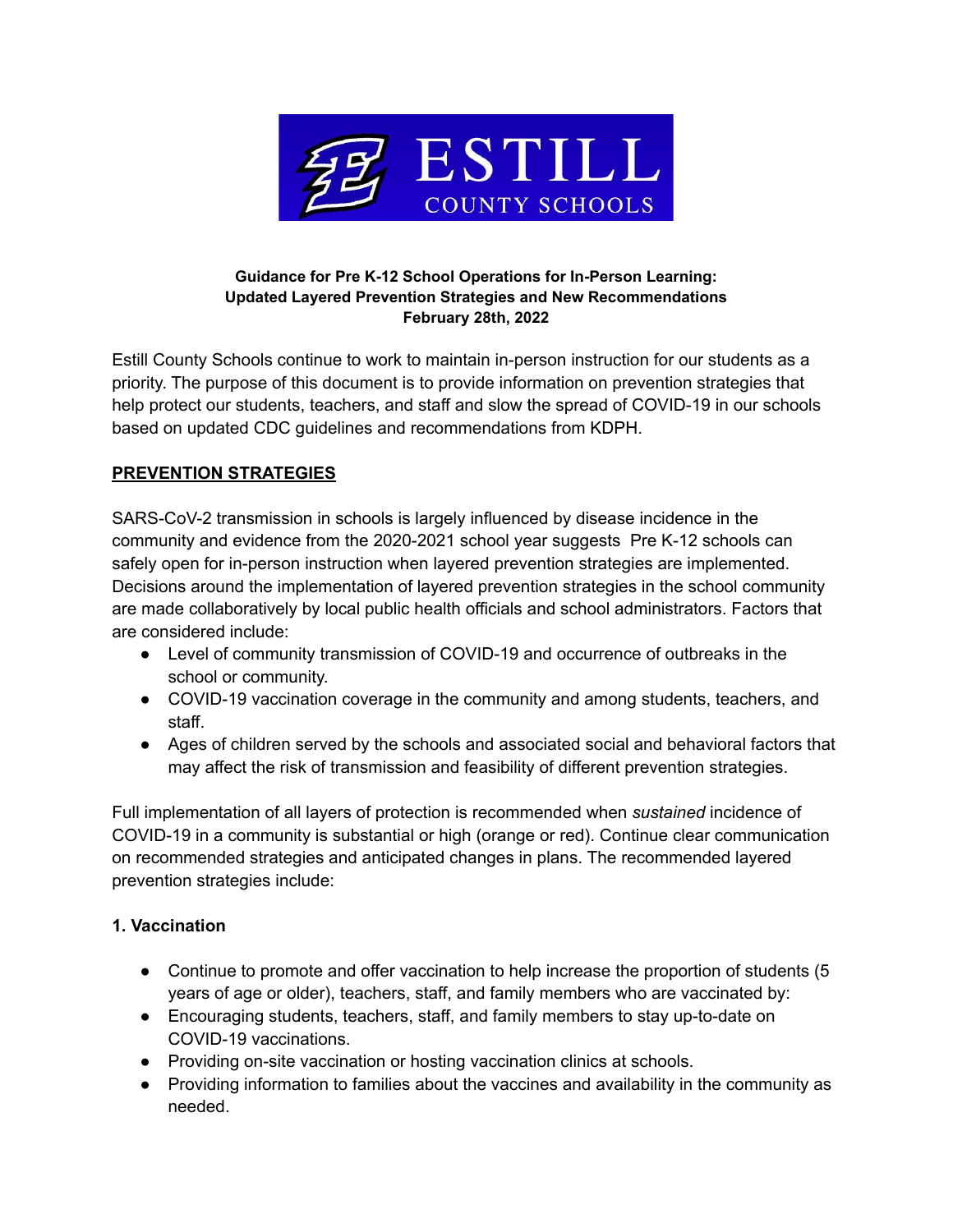**Guidance for Pre K-12 School Operations for In-Person Learning:**
**Updated Layered Prevention Strategies and New Recommendations**
**February 28th, 2022**

Estill County Schools continue to work to maintain in-person instruction for our students as a priority. The purpose of this document is to provide information on prevention strategies that help protect our students, teachers, and staff and slow the spread of COVID-19 in our schools based on updated CDC guidelines and recommendations from KDPH.

## PREVENTION STRATEGIES

SARS-CoV-2 transmission in schools is largely influenced by disease incidence in the community and evidence from the 2020-2021 school year suggests Pre K-12 schools can safely open for in-person instruction when layered prevention strategies are implemented. Decisions around the implementation of layered prevention strategies in the school community are made collaboratively by local public health officials and school administrators. Factors that are considered include:

- Level of community transmission of COVID-19 and occurrence of outbreaks in the school or community.
- COVID-19 vaccination coverage in the community and among students, teachers, and staff.
- Ages of children served by the schools and associated social and behavioral factors that may affect the risk of transmission and feasibility of different prevention strategies.

Full implementation of all layers of protection is recommended when *sustained* incidence of COVID-19 in a community is substantial or high (orange or red). Continue clear communication on recommended strategies and anticipated changes in plans. The recommended layered prevention strategies include:

### 1. Vaccination

- Continue to promote and offer vaccination to help increase the proportion of students (5 years of age or older), teachers, staff, and family members who are vaccinated by:
- Encouraging students, teachers, staff, and family members to stay up-to-date on COVID-19 vaccinations.
- Providing on-site vaccination or hosting vaccination clinics at schools.
- Providing information to families about the vaccines and availability in the community as needed.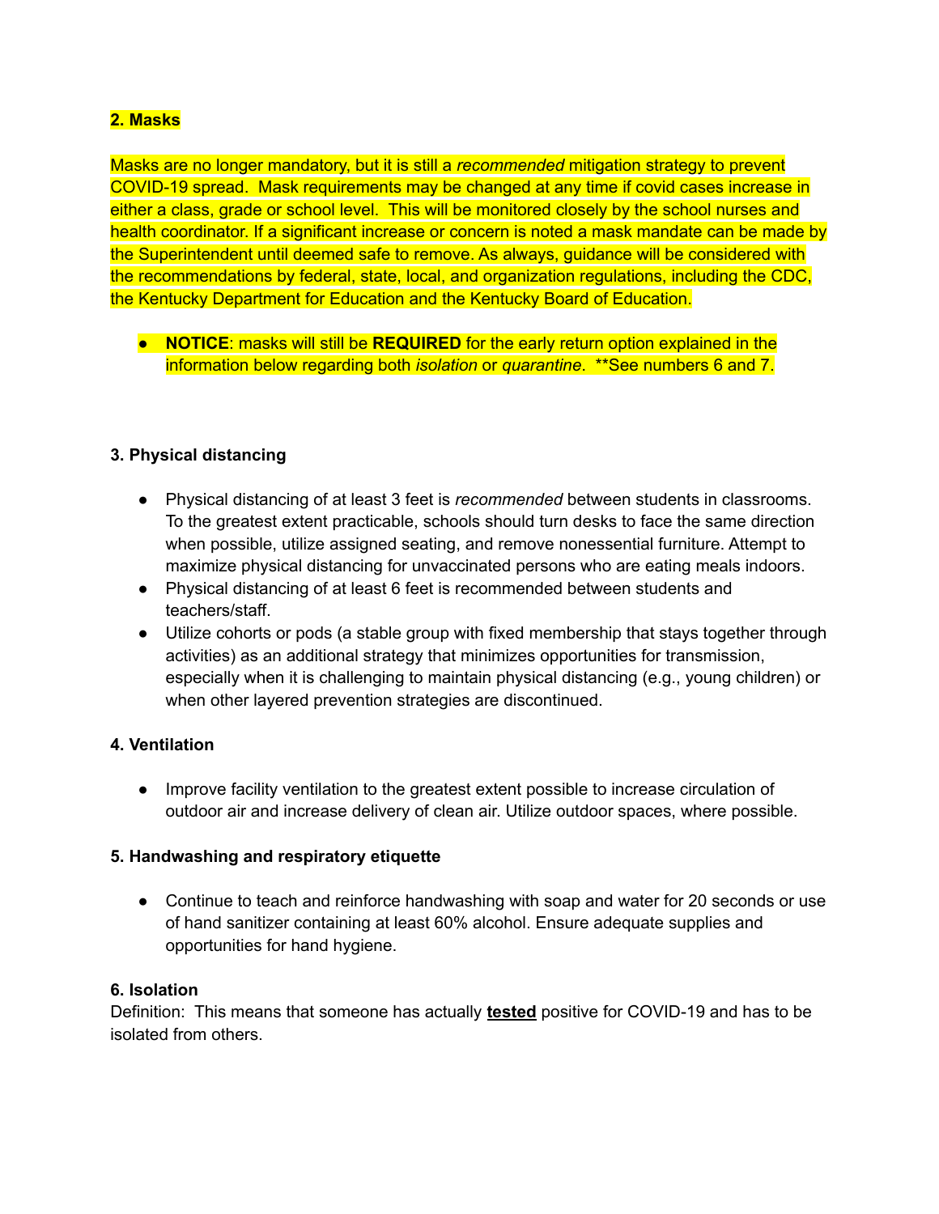**2. Masks**

Masks are no longer mandatory, but it is still a *recommended* mitigation strategy to prevent COVID-19 spread. Mask requirements may be changed at any time if covid cases increase in either a class, grade or school level. This will be monitored closely by the school nurses and health coordinator. If a significant increase or concern is noted a mask mandate can be made by the Superintendent until deemed safe to remove. As always, guidance will be considered with the recommendations by federal, state, local, and organization regulations, including the CDC, the Kentucky Department for Education and the Kentucky Board of Education.

- **NOTICE**: masks will still be **REQUIRED** for the early return option explained in the information below regarding both *isolation* or *quarantine*. **See numbers 6 and 7.

**3. Physical distancing**

- Physical distancing of at least 3 feet is *recommended* between students in classrooms. To the greatest extent practicable, schools should turn desks to face the same direction when possible, utilize assigned seating, and remove nonessential furniture. Attempt to maximize physical distancing for unvaccinated persons who are eating meals indoors.
- Physical distancing of at least 6 feet is recommended between students and teachers/staff.
- Utilize cohorts or pods (a stable group with fixed membership that stays together through activities) as an additional strategy that minimizes opportunities for transmission, especially when it is challenging to maintain physical distancing (e.g., young children) or when other layered prevention strategies are discontinued.

**4. Ventilation**

- Improve facility ventilation to the greatest extent possible to increase circulation of outdoor air and increase delivery of clean air. Utilize outdoor spaces, where possible.

**5. Handwashing and respiratory etiquette**

- Continue to teach and reinforce handwashing with soap and water for 20 seconds or use of hand sanitizer containing at least 60% alcohol. Ensure adequate supplies and opportunities for hand hygiene.

**6. Isolation**

Definition: This means that someone has actually **tested** positive for COVID-19 and has to be isolated from others.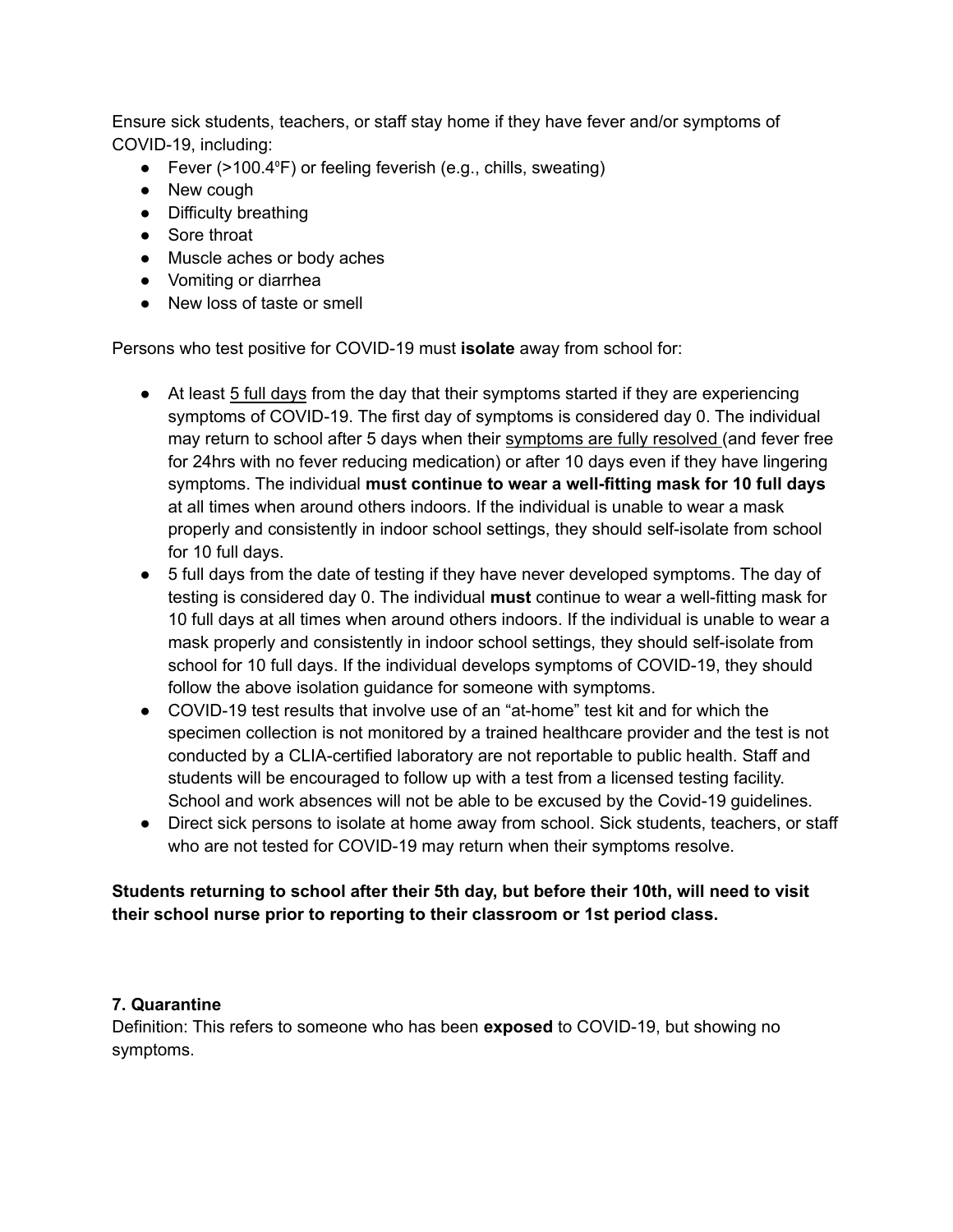Ensure sick students, teachers, or staff stay home if they have fever and/or symptoms of COVID-19, including:

- Fever (>100.4ºF) or feeling feverish (e.g., chills, sweating)
- New cough
- Difficulty breathing
- Sore throat
- Muscle aches or body aches
- Vomiting or diarrhea
- New loss of taste or smell

Persons who test positive for COVID-19 must **isolate** away from school for:

- At least <u>5 full days</u> from the day that their symptoms started if they are experiencing symptoms of COVID-19. The first day of symptoms is considered day 0. The individual may return to school after 5 days when their <u>symptoms are fully resolved</u> (and fever free for 24hrs with no fever reducing medication) or after 10 days even if they have lingering symptoms. The individual **must continue to wear a well-fitting mask for 10 full days** at all times when around others indoors. If the individual is unable to wear a mask properly and consistently in indoor school settings, they should self-isolate from school for 10 full days.
- 5 full days from the date of testing if they have never developed symptoms. The day of testing is considered day 0. The individual **must** continue to wear a well-fitting mask for 10 full days at all times when around others indoors. If the individual is unable to wear a mask properly and consistently in indoor school settings, they should self-isolate from school for 10 full days. If the individual develops symptoms of COVID-19, they should follow the above isolation guidance for someone with symptoms.
- COVID-19 test results that involve use of an "at-home" test kit and for which the specimen collection is not monitored by a trained healthcare provider and the test is not conducted by a CLIA-certified laboratory are not reportable to public health. Staff and students will be encouraged to follow up with a test from a licensed testing facility. School and work absences will not be able to be excused by the Covid-19 guidelines.
- Direct sick persons to isolate at home away from school. Sick students, teachers, or staff who are not tested for COVID-19 may return when their symptoms resolve.

**Students returning to school after their 5th day, but before their 10th, will need to visit their school nurse prior to reporting to their classroom or 1st period class.**

**7. Quarantine**

Definition: This refers to someone who has been **exposed** to COVID-19, but showing no symptoms.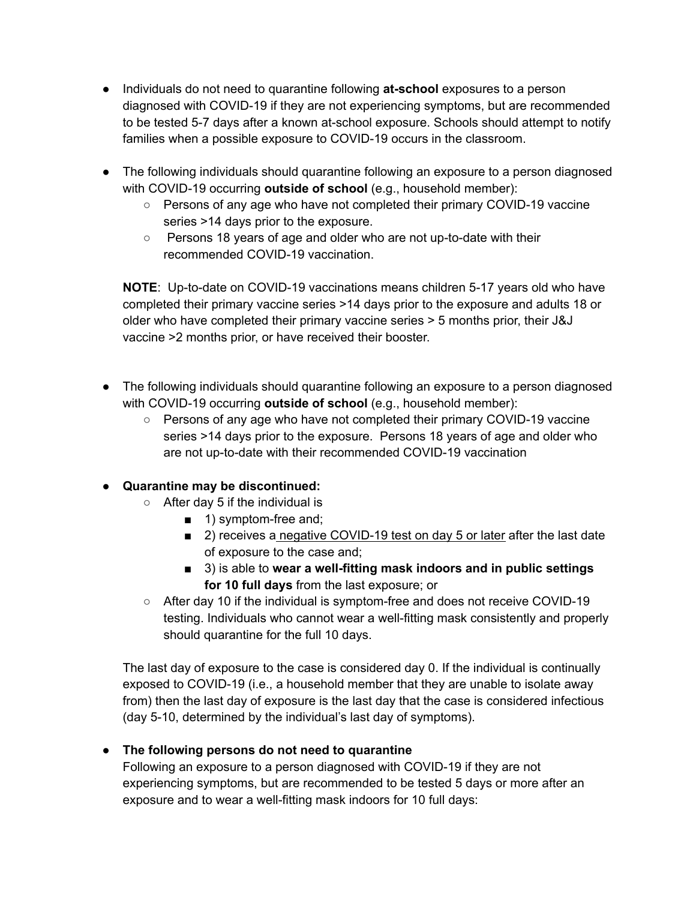- Individuals do not need to quarantine following **at-school** exposures to a person diagnosed with COVID-19 if they are not experiencing symptoms, but are recommended to be tested 5-7 days after a known at-school exposure. Schools should attempt to notify families when a possible exposure to COVID-19 occurs in the classroom.

- The following individuals should quarantine following an exposure to a person diagnosed with COVID-19 occurring **outside of school** (e.g., household member):
    - Persons of any age who have not completed their primary COVID-19 vaccine series >14 days prior to the exposure.
    - Persons 18 years of age and older who are not up-to-date with their recommended COVID-19 vaccination.

  **NOTE**: Up-to-date on COVID-19 vaccinations means children 5-17 years old who have completed their primary vaccine series >14 days prior to the exposure and adults 18 or older who have completed their primary vaccine series > 5 months prior, their J&J vaccine >2 months prior, or have received their booster.

- The following individuals should quarantine following an exposure to a person diagnosed with COVID-19 occurring **outside of school** (e.g., household member):
    - Persons of any age who have not completed their primary COVID-19 vaccine series >14 days prior to the exposure. Persons 18 years of age and older who are not up-to-date with their recommended COVID-19 vaccination

- **Quarantine may be discontinued:**
    - After day 5 if the individual is
        - 1) symptom-free and;
        - 2) receives a <u>negative COVID-19 test on day 5 or later</u> after the last date of exposure to the case and;
        - 3) is able to **wear a well-fitting mask indoors and in public settings for 10 full days** from the last exposure; or
    - After day 10 if the individual is symptom-free and does not receive COVID-19 testing. Individuals who cannot wear a well-fitting mask consistently and properly should quarantine for the full 10 days.

  The last day of exposure to the case is considered day 0. If the individual is continually exposed to COVID-19 (i.e., a household member that they are unable to isolate away from) then the last day of exposure is the last day that the case is considered infectious (day 5-10, determined by the individual's last day of symptoms).

- **The following persons do not need to quarantine**
  Following an exposure to a person diagnosed with COVID-19 if they are not experiencing symptoms, but are recommended to be tested 5 days or more after an exposure and to wear a well-fitting mask indoors for 10 full days: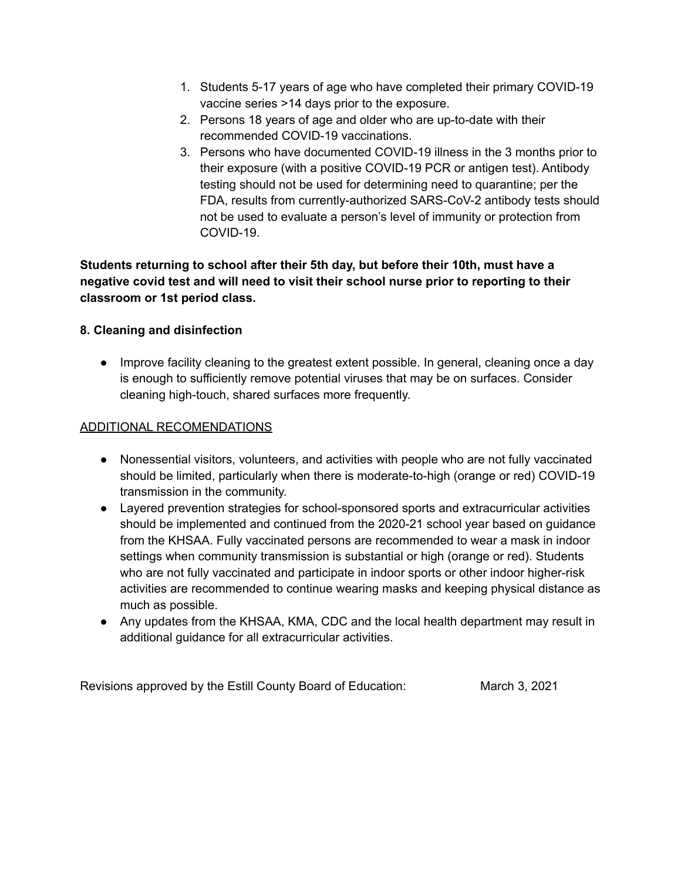1. Students 5-17 years of age who have completed their primary COVID-19 vaccine series >14 days prior to the exposure.
2. Persons 18 years of age and older who are up-to-date with their recommended COVID-19 vaccinations.
3. Persons who have documented COVID-19 illness in the 3 months prior to their exposure (with a positive COVID-19 PCR or antigen test). Antibody testing should not be used for determining need to quarantine; per the FDA, results from currently-authorized SARS-CoV-2 antibody tests should not be used to evaluate a person's level of immunity or protection from COVID-19.

**Students returning to school after their 5th day, but before their 10th, must have a negative covid test and will need to visit their school nurse prior to reporting to their classroom or 1st period class.**

**8. Cleaning and disinfection**

- Improve facility cleaning to the greatest extent possible. In general, cleaning once a day is enough to sufficiently remove potential viruses that may be on surfaces. Consider cleaning high-touch, shared surfaces more frequently.

<u>ADDITIONAL RECOMENDATIONS</u>

- Nonessential visitors, volunteers, and activities with people who are not fully vaccinated should be limited, particularly when there is moderate-to-high (orange or red) COVID-19 transmission in the community.
- Layered prevention strategies for school-sponsored sports and extracurricular activities should be implemented and continued from the 2020-21 school year based on guidance from the KHSAA. Fully vaccinated persons are recommended to wear a mask in indoor settings when community transmission is substantial or high (orange or red). Students who are not fully vaccinated and participate in indoor sports or other indoor higher-risk activities are recommended to continue wearing masks and keeping physical distance as much as possible.
- Any updates from the KHSAA, KMA, CDC and the local health department may result in additional guidance for all extracurricular activities.

Revisions approved by the Estill County Board of Education: March 3, 2021